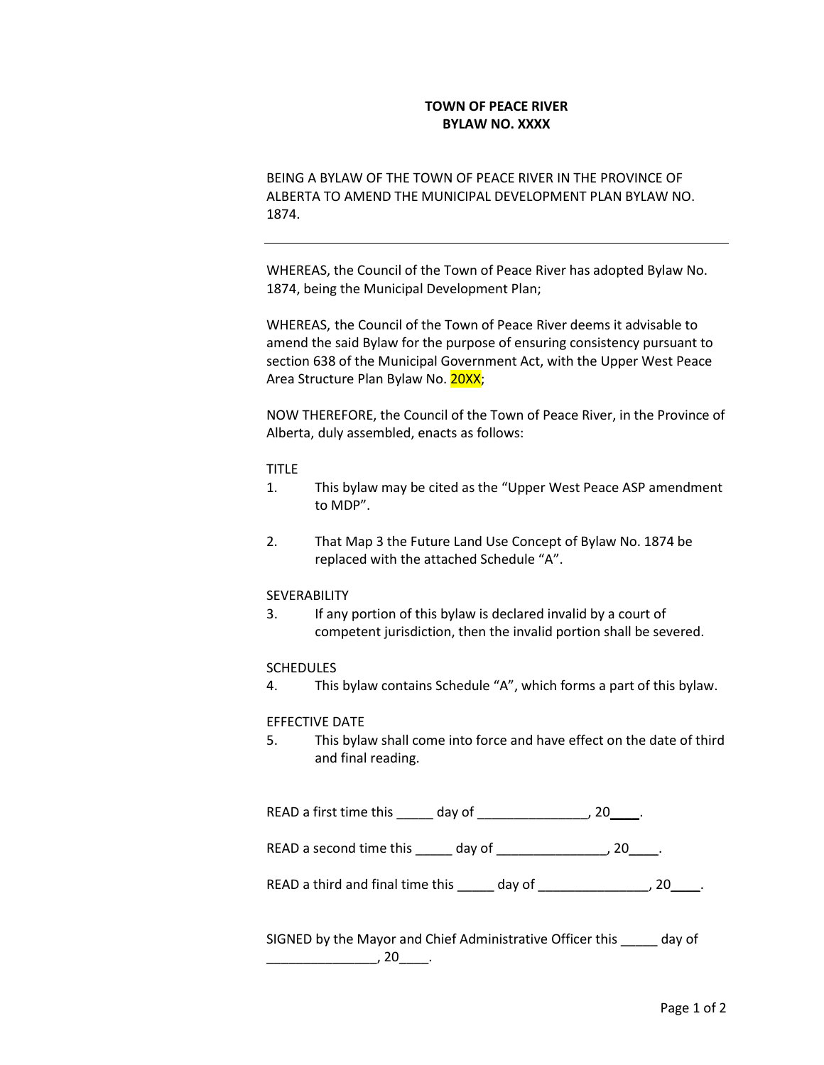**TOWN OF PEACE RIVER**
**BYLAW NO. XXXX**

BEING A BYLAW OF THE TOWN OF PEACE RIVER IN THE PROVINCE OF ALBERTA TO AMEND THE MUNICIPAL DEVELOPMENT PLAN BYLAW NO. 1874.

---

WHEREAS, the Council of the Town of Peace River has adopted Bylaw No. 1874, being the Municipal Development Plan;

WHEREAS, the Council of the Town of Peace River deems it advisable to amend the said Bylaw for the purpose of ensuring consistency pursuant to section 638 of the Municipal Government Act, with the Upper West Peace Area Structure Plan Bylaw No. 20XX;

NOW THEREFORE, the Council of the Town of Peace River, in the Province of Alberta, duly assembled, enacts as follows:

TITLE

1. This bylaw may be cited as the "Upper West Peace ASP amendment to MDP".

2. That Map 3 the Future Land Use Concept of Bylaw No. 1874 be replaced with the attached Schedule "A".

SEVERABILITY

3. If any portion of this bylaw is declared invalid by a court of competent jurisdiction, then the invalid portion shall be severed.

SCHEDULES

4. This bylaw contains Schedule "A", which forms a part of this bylaw.

EFFECTIVE DATE

5. This bylaw shall come into force and have effect on the date of third and final reading.

READ a first time this _____ day of _______________, 20____.

READ a second time this _____ day of _______________, 20____.

READ a third and final time this _____ day of _______________, 20____.

SIGNED by the Mayor and Chief Administrative Officer this _____ day of _______________, 20____.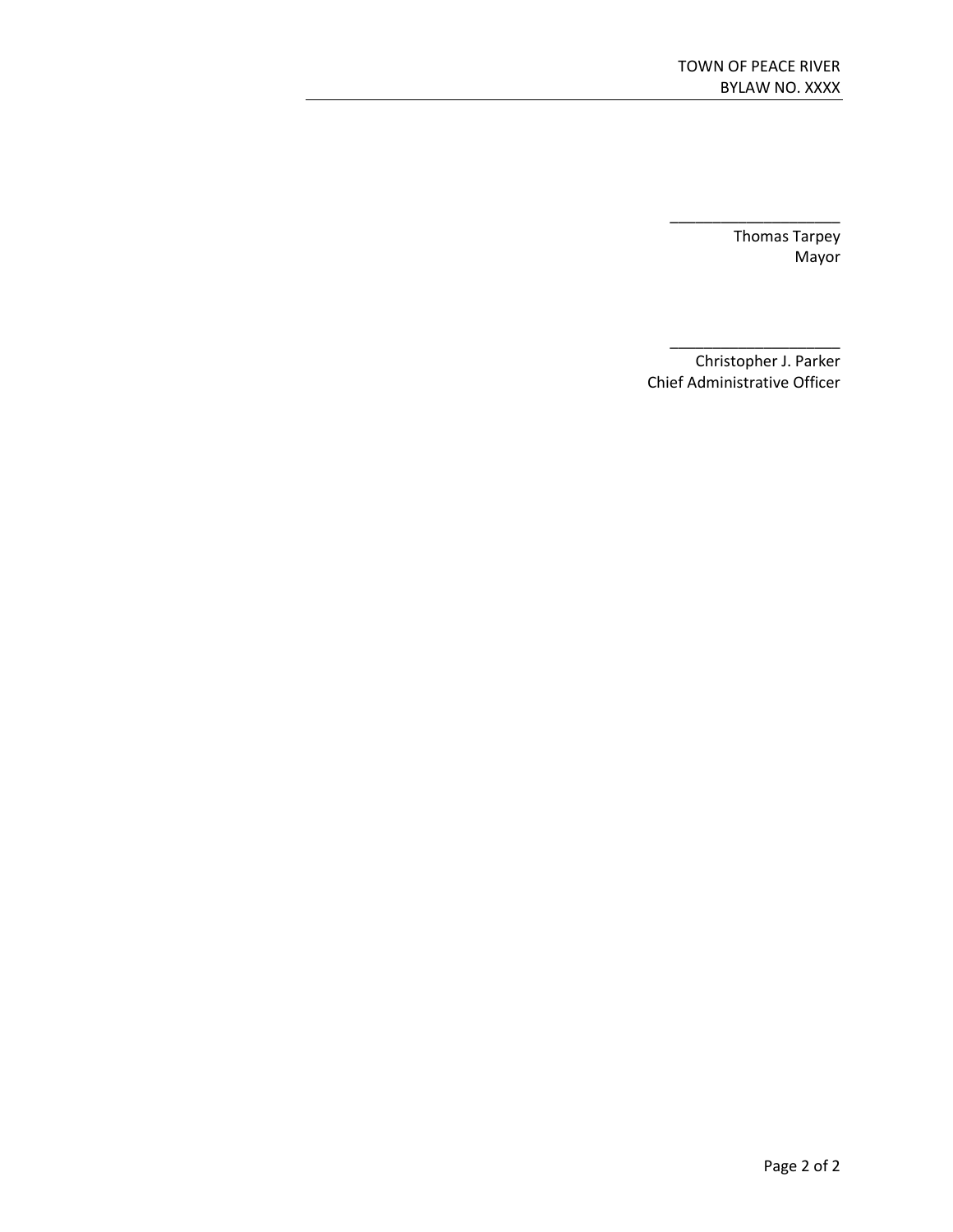_____________________
Thomas Tarpey
Mayor

_____________________
Christopher J. Parker
Chief Administrative Officer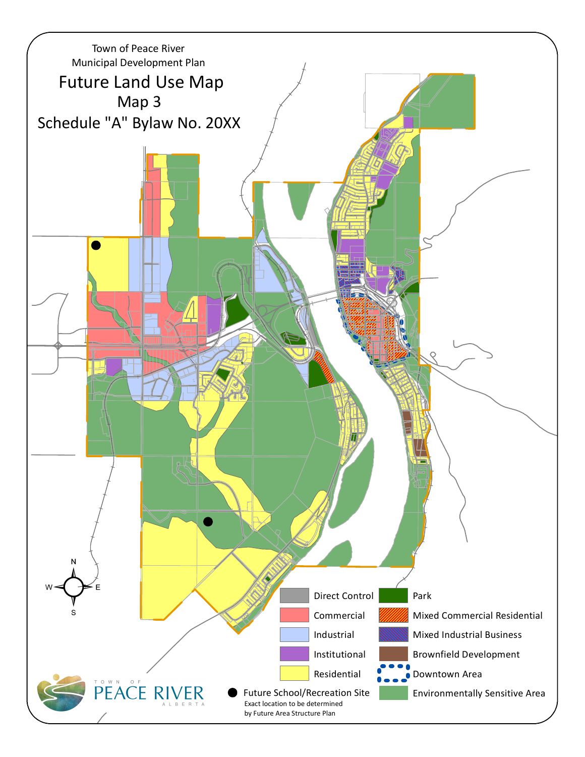Town of Peace River
Municipal Development Plan

# Future Land Use Map

## Map 3

## Schedule "A" Bylaw No. 20XX

N
W
E
S

Direct Control
Commercial
Industrial
Institutional
Residential
Park
Mixed Commercial Residential
Mixed Industrial Business
Brownfield Development
Downtown Area
Environmentally Sensitive Area

Future School/Recreation Site
Exact location to be determined
by Future Area Structure Plan

TOWN OF
PEACE RIVER
ALBERTA